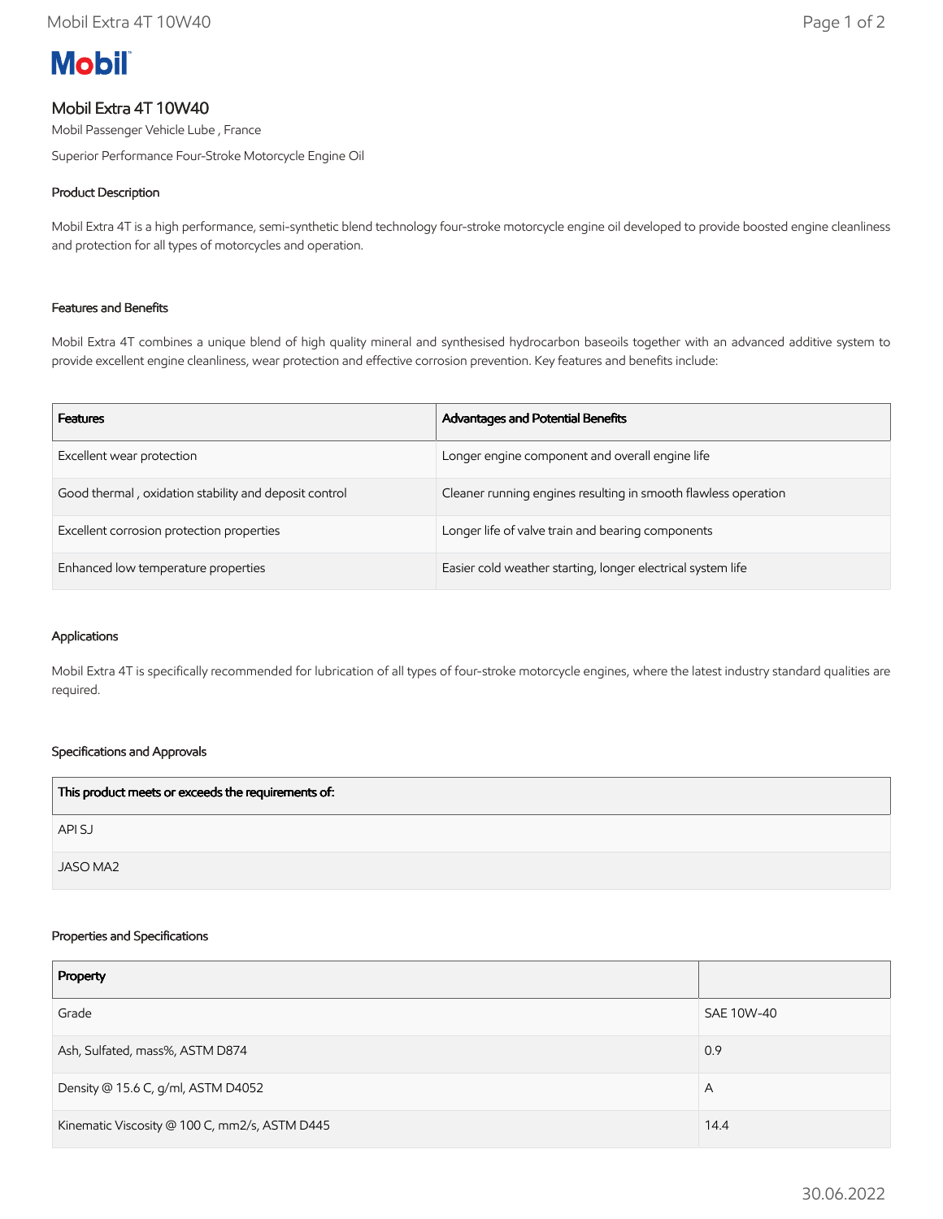**Mobil**

# Mobil Extra 4T 10W40

Mobil Passenger Vehicle Lube , France

Superior Performance Four-Stroke Motorcycle Engine Oil

## Product Description

Mobil Extra 4T is a high performance, semi-synthetic blend technology four-stroke motorcycle engine oil developed to provide boosted engine cleanliness and protection for all types of motorcycles and operation.

## Features and Benefits

Mobil Extra 4T combines a unique blend of high quality mineral and synthesised hydrocarbon baseoils together with an advanced additive system to provide excellent engine cleanliness, wear protection and effective corrosion prevention. Key features and benefits include:

| Features | Advantages and Potential Benefits |
|---|---|
| Excellent wear protection | Longer engine component and overall engine life |
| Good thermal , oxidation stability and deposit control | Cleaner running engines resulting in smooth flawless operation |
| Excellent corrosion protection properties | Longer life of valve train and bearing components |
| Enhanced low temperature properties | Easier cold weather starting, longer electrical system life |

## Applications

Mobil Extra 4T is specifically recommended for lubrication of all types of four-stroke motorcycle engines, where the latest industry standard qualities are required.

## Specifications and Approvals

| This product meets or exceeds the requirements of: |
|---|
| API SJ |
| JASO MA2 |

## Properties and Specifications

| Property | |
|---|---|
| Grade | SAE 10W-40 |
| Ash, Sulfated, mass%, ASTM D874 | 0.9 |
| Density @ 15.6 C, g/ml, ASTM D4052 | A |
| Kinematic Viscosity @ 100 C, mm2/s, ASTM D445 | 14.4 |

30.06.2022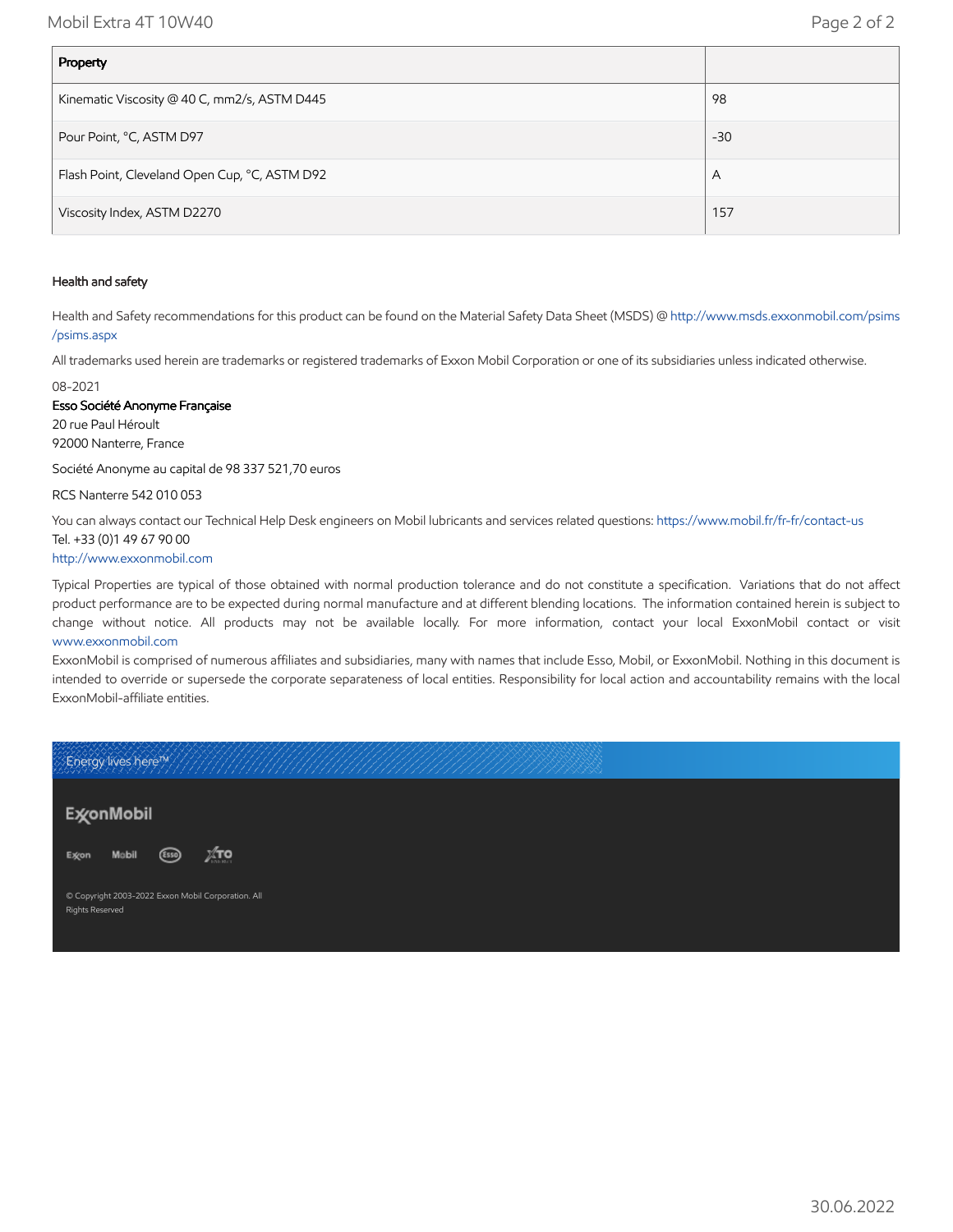| Property | |
|---|---|
| Kinematic Viscosity @ 40 C, mm2/s, ASTM D445 | 98 |
| Pour Point, °C, ASTM D97 | -30 |
| Flash Point, Cleveland Open Cup, °C, ASTM D92 | A |
| Viscosity Index, ASTM D2270 | 157 |

### Health and safety

Health and Safety recommendations for this product can be found on the Material Safety Data Sheet (MSDS) @ http://www.msds.exxonmobil.com/psims/psims.aspx

All trademarks used herein are trademarks or registered trademarks of Exxon Mobil Corporation or one of its subsidiaries unless indicated otherwise.

08-2021

**Esso Société Anonyme Française**
20 rue Paul Héroult
92000 Nanterre, France

Société Anonyme au capital de 98 337 521,70 euros

RCS Nanterre 542 010 053

You can always contact our Technical Help Desk engineers on Mobil lubricants and services related questions: https://www.mobil.fr/fr-fr/contact-us
Tel. +33 (0)1 49 67 90 00
http://www.exxonmobil.com

Typical Properties are typical of those obtained with normal production tolerance and do not constitute a specification. Variations that do not affect product performance are to be expected during normal manufacture and at different blending locations. The information contained herein is subject to change without notice. All products may not be available locally. For more information, contact your local ExxonMobil contact or visit www.exxonmobil.com
ExxonMobil is comprised of numerous affiliates and subsidiaries, many with names that include Esso, Mobil, or ExxonMobil. Nothing in this document is intended to override or supersede the corporate separateness of local entities. Responsibility for local action and accountability remains with the local ExxonMobil-affiliate entities.

Energy lives here™

ExxonMobil

Exxon Mobil Esso XTO

© Copyright 2003-2022 Exxon Mobil Corporation. All Rights Reserved